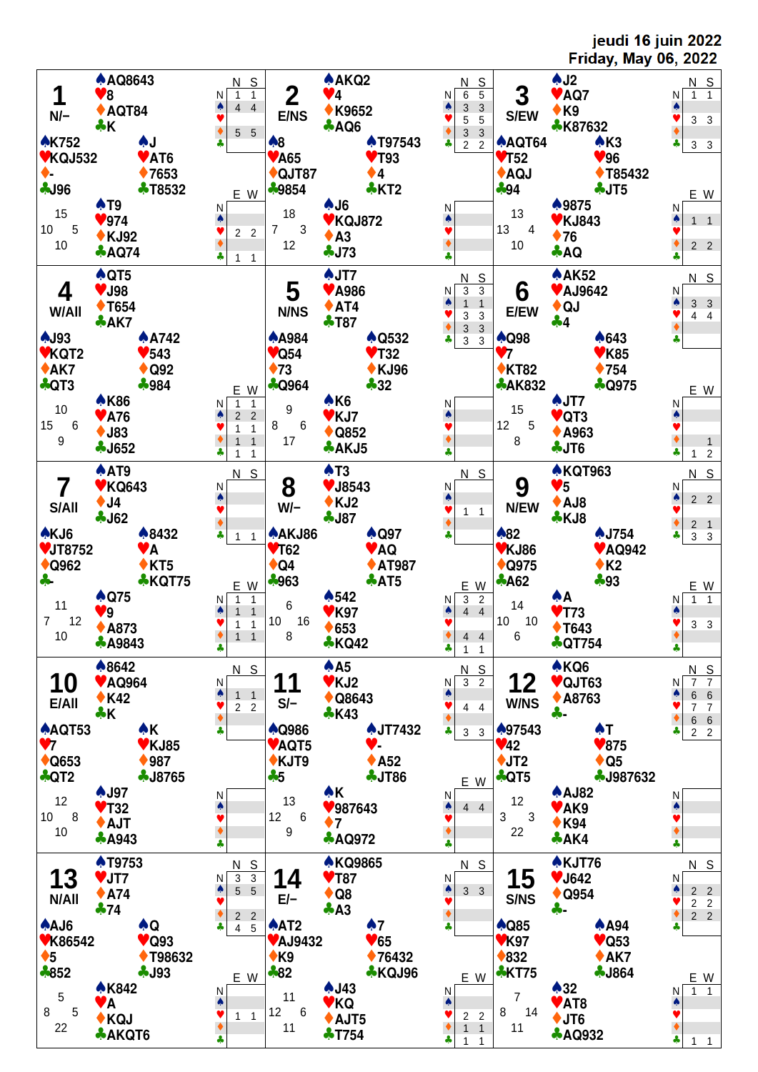jeudi 16 juin 2022
Friday, May 06, 2022

## 1 — N/–

| | Hand |
|---|---|
| North | ♠AQ8643 ♥8 ♦AQT84 ♣K |
| West | ♠K752 ♥KQJ532 ♦- ♣J96 |
| East | ♠J ♥AT6 ♦7653 ♣T8532 |
| South | ♠T9 ♥974 ♦KJ92 ♣AQ74 |

HCP: N 15, W 10, E 5, S 10

| | N | S | E | W |
|---|---|---|---|---|
| N | 1 | 1 | | |
| ♠ | 4 | 4 | | |
| ♥ | | | 2 | 2 |
| ♦ | 5 | 5 | | |
| ♣ | | | 1 | 1 |

## 2 — E/NS

| | Hand |
|---|---|
| North | ♠AKQ2 ♥4 ♦K9652 ♣AQ6 |
| West | ♠8 ♥A65 ♦QJT87 ♣9854 |
| East | ♠T97543 ♥T93 ♦4 ♣KT2 |
| South | ♠J6 ♥KQJ872 ♦A3 ♣J73 |

HCP: N 18, W 7, E 3, S 12

| | N | S | E | W |
|---|---|---|---|---|
| N | 6 | 5 | | |
| ♠ | 3 | 3 | | |
| ♥ | 5 | 5 | | |
| ♦ | 3 | 3 | | |
| ♣ | 2 | 2 | | |

## 3 — S/EW

| | Hand |
|---|---|
| North | ♠J2 ♥AQ7 ♦K9 ♣K87632 |
| West | ♠AQT64 ♥T52 ♦AQJ ♣94 |
| East | ♠K3 ♥96 ♦T85432 ♣JT5 |
| South | ♠9875 ♥KJ843 ♦76 ♣AQ |

HCP: N 13, W 13, E 4, S 10

| | N | S | E | W |
|---|---|---|---|---|
| N | 1 | 1 | | |
| ♠ | | | 1 | 1 |
| ♥ | 3 | 3 | | |
| ♦ | | | 2 | 2 |
| ♣ | 3 | 3 | | |

## 4 — W/All

| | Hand |
|---|---|
| North | ♠QT5 ♥J98 ♦T654 ♣AK7 |
| West | ♠J93 ♥KQT2 ♦AK7 ♣QT3 |
| East | ♠A742 ♥543 ♦Q92 ♣984 |
| South | ♠K86 ♥A76 ♦J83 ♣J652 |

HCP: N 10, W 15, E 6, S 9

| | N | S | E | W |
|---|---|---|---|---|
| N | | | 1 | 1 |
| ♠ | | | 2 | 2 |
| ♥ | | | 1 | 1 |
| ♦ | | | 1 | 1 |
| ♣ | | | 1 | 1 |

## 5 — N/NS

| | Hand |
|---|---|
| North | ♠JT7 ♥A986 ♦AT4 ♣T87 |
| West | ♠A984 ♥Q54 ♦73 ♣Q964 |
| East | ♠Q532 ♥T32 ♦KJ96 ♣32 |
| South | ♠K6 ♥KJ7 ♦Q852 ♣AKJ5 |

HCP: N 9, W 8, E 6, S 17

| | N | S | E | W |
|---|---|---|---|---|
| N | 3 | 3 | | |
| ♠ | 1 | 1 | | |
| ♥ | 3 | 3 | | |
| ♦ | 3 | 3 | | |
| ♣ | 3 | 3 | | |

## 6 — E/EW

| | Hand |
|---|---|
| North | ♠AK52 ♥AJ9642 ♦QJ ♣4 |
| West | ♠Q98 ♥7 ♦KT82 ♣AK832 |
| East | ♠643 ♥K85 ♦754 ♣Q975 |
| South | ♠JT7 ♥QT3 ♦A963 ♣JT6 |

HCP: N 15, W 12, E 5, S 8

| | N | S | E | W |
|---|---|---|---|---|
| N | | | | |
| ♠ | 3 | 3 | | |
| ♥ | 4 | 4 | | |
| ♦ | | | | 1 |
| ♣ | | | 1 | 2 |

## 7 — S/All

| | Hand |
|---|---|
| North | ♠AT9 ♥KQ643 ♦J4 ♣J62 |
| West | ♠KJ6 ♥JT8752 ♦Q962 ♣- |
| East | ♠8432 ♥A ♦KT5 ♣KQT75 |
| South | ♠Q75 ♥9 ♦A873 ♣A9843 |

HCP: N 11, W 7, E 12, S 10

| | N | S | E | W |
|---|---|---|---|---|
| N | | | 1 | 1 |
| ♠ | | | 1 | 1 |
| ♥ | | | 1 | 1 |
| ♦ | | | 1 | 1 |
| ♣ | 1 | 1 | | |

## 8 — W/–

| | Hand |
|---|---|
| North | ♠T3 ♥J8543 ♦KJ2 ♣J87 |
| West | ♠AKJ86 ♥T62 ♦Q4 ♣963 |
| East | ♠Q97 ♥AQ ♦AT987 ♣AT5 |
| South | ♠542 ♥K97 ♦653 ♣KQ42 |

HCP: N 6, W 10, E 16, S 8

| | N | S | E | W |
|---|---|---|---|---|
| N | | | 3 | 2 |
| ♠ | | | 4 | 4 |
| ♥ | 1 | 1 | | |
| ♦ | | | 4 | 4 |
| ♣ | | | 1 | 1 |

## 9 — N/EW

| | Hand |
|---|---|
| North | ♠KQT963 ♥5 ♦AJ8 ♣KJ8 |
| West | ♠82 ♥KJ86 ♦Q975 ♣A62 |
| East | ♠J754 ♥AQ942 ♦K2 ♣93 |
| South | ♠A ♥T73 ♦T643 ♣QT754 |

HCP: N 14, W 10, E 10, S 6

| | N | S | E | W |
|---|---|---|---|---|
| N | | | 1 | 1 |
| ♠ | 2 | 2 | | |
| ♥ | | | 3 | 3 |
| ♦ | 2 | 1 | | |
| ♣ | 3 | 3 | | |

## 10 — E/All

| | Hand |
|---|---|
| North | ♠8642 ♥AQ964 ♦K42 ♣K |
| West | ♠AQT53 ♥7 ♦Q653 ♣QT2 |
| East | ♠K ♥KJ85 ♦987 ♣J8765 |
| South | ♠J97 ♥T32 ♦AJT ♣A943 |

HCP: N 12, W 10, E 8, S 10

| | N | S | E | W |
|---|---|---|---|---|
| N | | | | |
| ♠ | 1 | 1 | | |
| ♥ | 2 | 2 | | |
| ♦ | | | | |
| ♣ | | | | |

## 11 — S/–

| | Hand |
|---|---|
| North | ♠A5 ♥KJ2 ♦Q8643 ♣K43 |
| West | ♠Q986 ♥AQT5 ♦KJT9 ♣5 |
| East | ♠JT7432 ♥- ♦A52 ♣JT86 |
| South | ♠K ♥987643 ♦7 ♣AQ972 |

HCP: N 13, W 12, E 6, S 9

| | N | S | E | W |
|---|---|---|---|---|
| N | 3 | 2 | | |
| ♠ | | | 4 | 4 |
| ♥ | 4 | 4 | | |
| ♦ | | | | |
| ♣ | 3 | 3 | | |

## 12 — W/NS

| | Hand |
|---|---|
| North | ♠KQ6 ♥QJT63 ♦A8763 ♣- |
| West | ♠97543 ♥42 ♦JT2 ♣QT5 |
| East | ♠T ♥875 ♦Q5 ♣J987632 |
| South | ♠AJ82 ♥AK9 ♦K94 ♣AK4 |

HCP: N 12, W 3, E 3, S 22

| | N | S | E | W |
|---|---|---|---|---|
| N | 7 | 7 | | |
| ♠ | 6 | 6 | | |
| ♥ | 7 | 7 | | |
| ♦ | 6 | 6 | | |
| ♣ | 2 | 2 | | |

## 13 — N/All

| | Hand |
|---|---|
| North | ♠T9753 ♥JT7 ♦A74 ♣74 |
| West | ♠AJ6 ♥K86542 ♦5 ♣852 |
| East | ♠Q ♥Q93 ♦T98632 ♣J93 |
| South | ♠K842 ♥A ♦KQJ ♣AKQT6 |

HCP: N 5, W 8, E 5, S 22

| | N | S | E | W |
|---|---|---|---|---|
| N | 3 | 3 | | |
| ♠ | 5 | 5 | | |
| ♥ | | | 1 | 1 |
| ♦ | 2 | 2 | | |
| ♣ | 4 | 5 | | |

## 14 — E/–

| | Hand |
|---|---|
| North | ♠KQ9865 ♥T87 ♦Q8 ♣A3 |
| West | ♠AT2 ♥AJ9432 ♦K9 ♣82 |
| East | ♠7 ♥65 ♦76432 ♣KQJ96 |
| South | ♠J43 ♥KQ ♦AJT5 ♣T754 |

HCP: N 11, W 12, E 6, S 11

| | N | S | E | W |
|---|---|---|---|---|
| N | | | | |
| ♠ | 3 | 3 | | |
| ♥ | | | 2 | 2 |
| ♦ | | | 1 | 1 |
| ♣ | | | 1 | 1 |

## 15 — S/NS

| | Hand |
|---|---|
| North | ♠KJT76 ♥J642 ♦Q954 ♣- |
| West | ♠Q85 ♥K97 ♦832 ♣KT75 |
| East | ♠A94 ♥Q53 ♦AK7 ♣J864 |
| South | ♠32 ♥AT8 ♦JT6 ♣AQ932 |

HCP: N 7, W 8, E 14, S 11

| | N | S | E | W |
|---|---|---|---|---|
| N | | | 1 | 1 |
| ♠ | 2 | 2 | | |
| ♥ | 2 | 2 | | |
| ♦ | 2 | 2 | | |
| ♣ | | | 1 | 1 |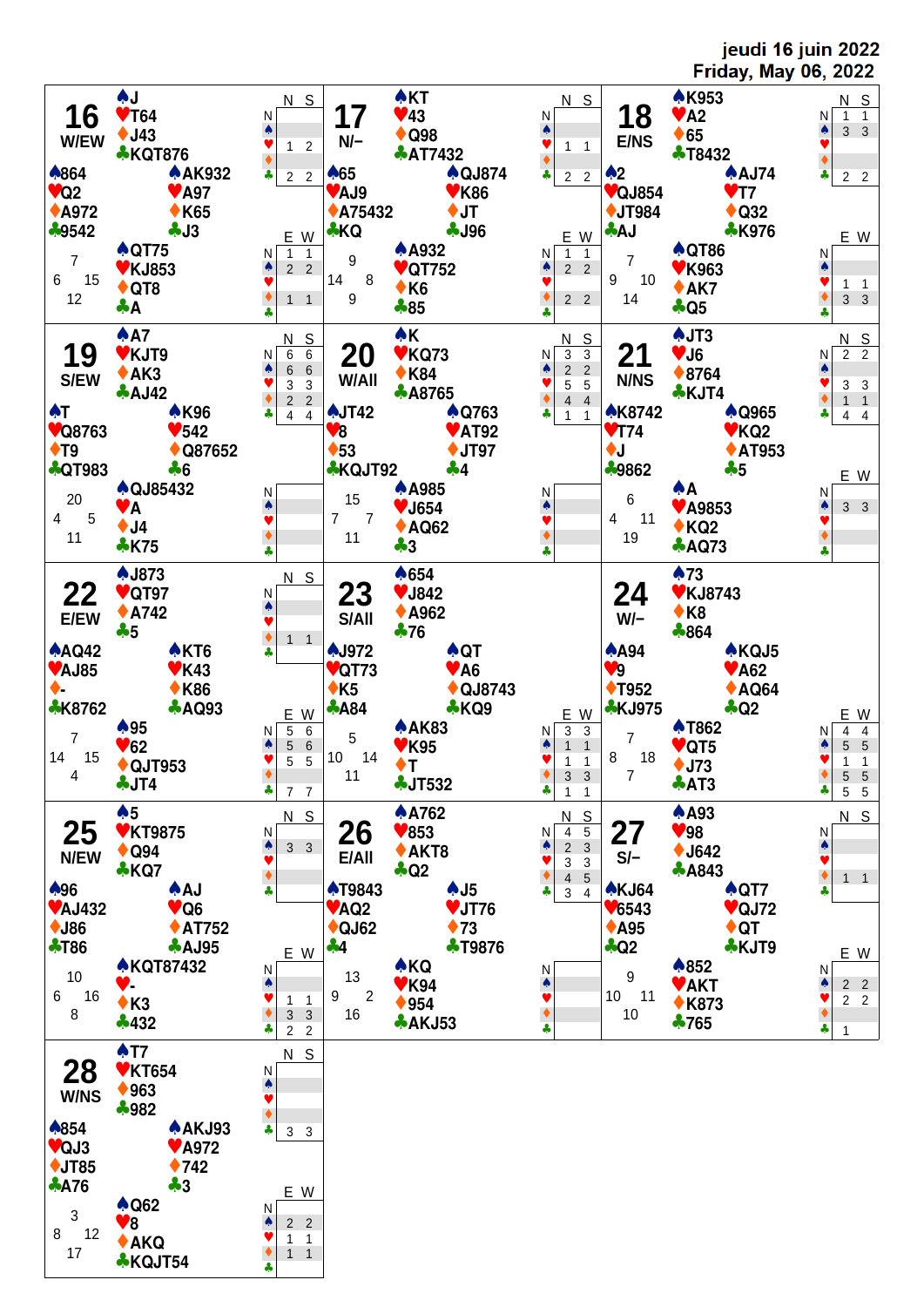jeudi 16 juin 2022
Friday, May 06, 2022

## Board 16 — W/EW

| | |
|---|---|
| North | ♠J ♥T64 ♦J43 ♣KQT876 |
| West | ♠864 ♥Q2 ♦A972 ♣9542 |
| East | ♠AK932 ♥A97 ♦K65 ♣J3 |
| South | ♠QT75 ♥KJ853 ♦QT8 ♣A |

HCP: N 7, W 6, E 15, S 12

| | N | S | E | W |
|---|---|---|---|---|
| N | | | 1 | 1 |
| ♠ | | | 2 | 2 |
| ♥ | 1 | 2 | | |
| ♦ | | | 1 | 1 |
| ♣ | 2 | 2 | | |

## Board 17 — N/–

| | |
|---|---|
| North | ♠KT ♥43 ♦Q98 ♣AT7432 |
| West | ♠65 ♥AJ9 ♦A75432 ♣KQ |
| East | ♠QJ874 ♥K86 ♦JT ♣J96 |
| South | ♠A932 ♥QT752 ♦K6 ♣85 |

HCP: N 9, W 14, E 8, S 9

| | N | S | E | W |
|---|---|---|---|---|
| N | | | 1 | 1 |
| ♠ | | | 2 | 2 |
| ♥ | 1 | 1 | | |
| ♦ | | | 2 | 2 |
| ♣ | 2 | 2 | | |

## Board 18 — E/NS

| | |
|---|---|
| North | ♠K953 ♥A2 ♦65 ♣T8432 |
| West | ♠2 ♥QJ854 ♦JT984 ♣AJ |
| East | ♠AJ74 ♥T7 ♦Q32 ♣K976 |
| South | ♠QT86 ♥K963 ♦AK7 ♣Q5 |

HCP: N 7, W 9, E 10, S 14

| | N | S | E | W |
|---|---|---|---|---|
| N | 1 | 1 | | |
| ♠ | 3 | 3 | | |
| ♥ | | | 1 | 1 |
| ♦ | | | 3 | 3 |
| ♣ | 2 | 2 | | |

## Board 19 — S/EW

| | |
|---|---|
| North | ♠A7 ♥KJT9 ♦AK3 ♣AJ42 |
| West | ♠T ♥Q8763 ♦T9 ♣QT983 |
| East | ♠K96 ♥542 ♦Q87652 ♣6 |
| South | ♠QJ85432 ♥A ♦J4 ♣K75 |

HCP: N 20, W 4, E 5, S 11

| | N | S | E | W |
|---|---|---|---|---|
| N | 6 | 6 | | |
| ♠ | 6 | 6 | | |
| ♥ | 3 | 3 | | |
| ♦ | 2 | 2 | | |
| ♣ | 4 | 4 | | |

## Board 20 — W/All

| | |
|---|---|
| North | ♠K ♥KQ73 ♦K84 ♣A8765 |
| West | ♠JT42 ♥8 ♦53 ♣KQJT92 |
| East | ♠Q763 ♥AT92 ♦JT97 ♣4 |
| South | ♠A985 ♥J654 ♦AQ62 ♣3 |

HCP: N 15, W 7, E 7, S 11

| | N | S | E | W |
|---|---|---|---|---|
| N | 3 | 3 | | |
| ♠ | 2 | 2 | | |
| ♥ | 5 | 5 | | |
| ♦ | 4 | 4 | | |
| ♣ | 1 | 1 | | |

## Board 21 — N/NS

| | |
|---|---|
| North | ♠JT3 ♥J6 ♦8764 ♣KJT4 |
| West | ♠K8742 ♥T74 ♦J ♣9862 |
| East | ♠Q965 ♥KQ2 ♦AT953 ♣5 |
| South | ♠A ♥A9853 ♦KQ2 ♣AQ73 |

HCP: N 6, W 4, E 11, S 19

| | N | S | E | W |
|---|---|---|---|---|
| N | 2 | 2 | | |
| ♠ | | | 3 | 3 |
| ♥ | 3 | 3 | | |
| ♦ | 1 | 1 | | |
| ♣ | 4 | 4 | | |

## Board 22 — E/EW

| | |
|---|---|
| North | ♠J873 ♥QT97 ♦A742 ♣5 |
| West | ♠AQ42 ♥AJ85 ♦- ♣K8762 |
| East | ♠KT6 ♥K43 ♦K86 ♣AQ93 |
| South | ♠95 ♥62 ♦QJT953 ♣JT4 |

HCP: N 7, W 14, E 15, S 4

| | N | S | E | W |
|---|---|---|---|---|
| N | | | 5 | 6 |
| ♠ | | | 5 | 6 |
| ♥ | | | 5 | 5 |
| ♦ | 1 | 1 | | |
| ♣ | | | 7 | 7 |

## Board 23 — S/All

| | |
|---|---|
| North | ♠654 ♥J842 ♦A962 ♣76 |
| West | ♠J972 ♥QT73 ♦K5 ♣A84 |
| East | ♠QT ♥A6 ♦QJ8743 ♣KQ9 |
| South | ♠AK83 ♥K95 ♦T ♣JT532 |

HCP: N 5, W 10, E 14, S 11

| | N | S | E | W |
|---|---|---|---|---|
| N | | | 3 | 3 |
| ♠ | | | 1 | 1 |
| ♥ | | | 1 | 1 |
| ♦ | | | 3 | 3 |
| ♣ | | | 1 | 1 |

## Board 24 — W/–

| | |
|---|---|
| North | ♠73 ♥KJ8743 ♦K8 ♣864 |
| West | ♠A94 ♥9 ♦T952 ♣KJ975 |
| East | ♠KQJ5 ♥A62 ♦AQ64 ♣Q2 |
| South | ♠T862 ♥QT5 ♦J73 ♣AT3 |

HCP: N 7, W 8, E 18, S 7

| | N | S | E | W |
|---|---|---|---|---|
| N | | | 4 | 4 |
| ♠ | | | 5 | 5 |
| ♥ | | | 1 | 1 |
| ♦ | | | 5 | 5 |
| ♣ | | | 5 | 5 |

## Board 25 — N/EW

| | |
|---|---|
| North | ♠5 ♥KT9875 ♦Q94 ♣KQ7 |
| West | ♠96 ♥AJ432 ♦J86 ♣T86 |
| East | ♠AJ ♥Q6 ♦AT752 ♣AJ95 |
| South | ♠KQT87432 ♥- ♦K3 ♣432 |

HCP: N 10, W 6, E 16, S 8

| | N | S | E | W |
|---|---|---|---|---|
| N | | | | |
| ♠ | 3 | 3 | | |
| ♥ | | | 1 | 1 |
| ♦ | | | 3 | 3 |
| ♣ | | | 2 | 2 |

## Board 26 — E/All

| | |
|---|---|
| North | ♠A762 ♥853 ♦AKT8 ♣Q2 |
| West | ♠T9843 ♥AQ2 ♦QJ62 ♣4 |
| East | ♠J5 ♥JT76 ♦73 ♣T9876 |
| South | ♠KQ ♥K94 ♦954 ♣AKJ53 |

HCP: N 13, W 9, E 2, S 16

| | N | S | E | W |
|---|---|---|---|---|
| N | 4 | 5 | | |
| ♠ | 2 | 3 | | |
| ♥ | 3 | 3 | | |
| ♦ | 4 | 5 | | |
| ♣ | 3 | 4 | | |

## Board 27 — S/–

| | |
|---|---|
| North | ♠A93 ♥98 ♦J642 ♣A843 |
| West | ♠KJ64 ♥6543 ♦A95 ♣Q2 |
| East | ♠QT7 ♥QJ72 ♦QT ♣KJT9 |
| South | ♠852 ♥AKT ♦K873 ♣765 |

HCP: N 9, W 10, E 11, S 10

| | N | S | E | W |
|---|---|---|---|---|
| N | | | | |
| ♠ | | | 2 | 2 |
| ♥ | | | 2 | 2 |
| ♦ | 1 | 1 | | |
| ♣ | | | 1 | |

## Board 28 — W/NS

| | |
|---|---|
| North | ♠T7 ♥KT654 ♦963 ♣982 |
| West | ♠854 ♥QJ3 ♦JT85 ♣A76 |
| East | ♠AKJ93 ♥A972 ♦742 ♣3 |
| South | ♠Q62 ♥8 ♦AKQ ♣KQJT54 |

HCP: N 3, W 8, E 12, S 17

| | N | S | E | W |
|---|---|---|---|---|
| N | | | | |
| ♠ | | | 2 | 2 |
| ♥ | | | 1 | 1 |
| ♦ | | | 1 | 1 |
| ♣ | 3 | 3 | | |